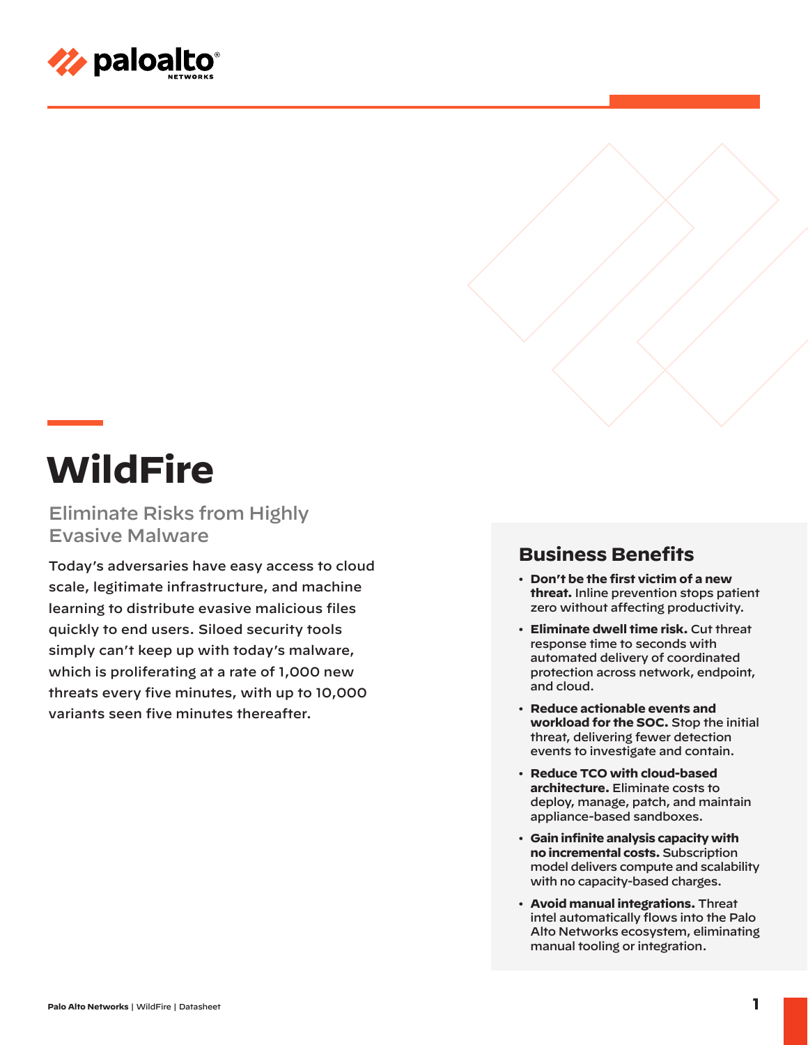# WildFire

## Eliminate Risks from Highly Evasive Malware

Today's adversaries have easy access to cloud scale, legitimate infrastructure, and machine learning to distribute evasive malicious files quickly to end users. Siloed security tools simply can't keep up with today's malware, which is proliferating at a rate of 1,000 new threats every five minutes, with up to 10,000 variants seen five minutes thereafter.

## Business Benefits

- **Don't be the first victim of a new threat.** Inline prevention stops patient zero without affecting productivity.
- **Eliminate dwell time risk.** Cut threat response time to seconds with automated delivery of coordinated protection across network, endpoint, and cloud.
- **Reduce actionable events and workload for the SOC.** Stop the initial threat, delivering fewer detection events to investigate and contain.
- **Reduce TCO with cloud-based architecture.** Eliminate costs to deploy, manage, patch, and maintain appliance-based sandboxes.
- **Gain infinite analysis capacity with no incremental costs.** Subscription model delivers compute and scalability with no capacity-based charges.
- **Avoid manual integrations.** Threat intel automatically flows into the Palo Alto Networks ecosystem, eliminating manual tooling or integration.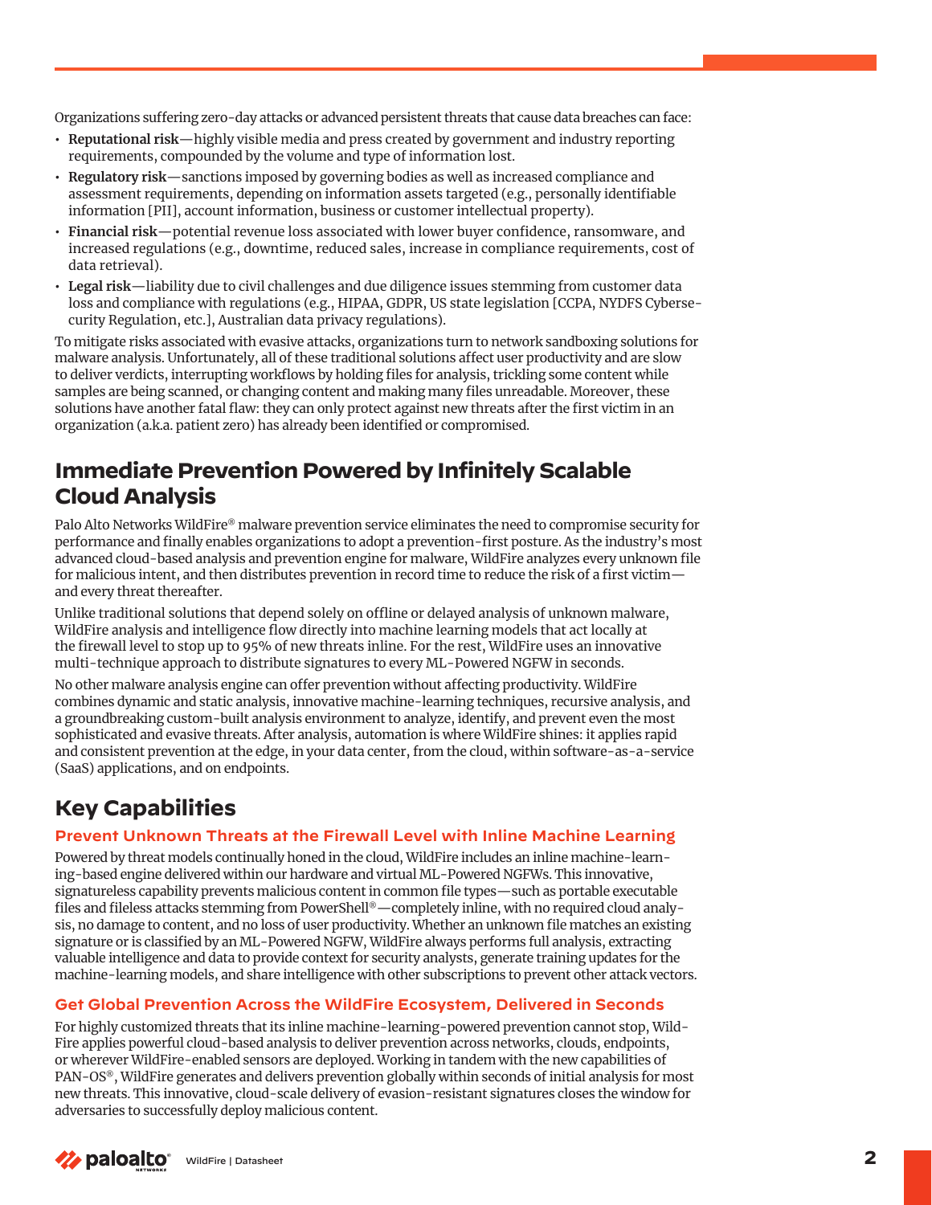Organizations suffering zero-day attacks or advanced persistent threats that cause data breaches can face:

- **Reputational risk**—highly visible media and press created by government and industry reporting requirements, compounded by the volume and type of information lost.
- **Regulatory risk**—sanctions imposed by governing bodies as well as increased compliance and assessment requirements, depending on information assets targeted (e.g., personally identifiable information [PII], account information, business or customer intellectual property).
- **Financial risk**—potential revenue loss associated with lower buyer confidence, ransomware, and increased regulations (e.g., downtime, reduced sales, increase in compliance requirements, cost of data retrieval).
- **Legal risk**—liability due to civil challenges and due diligence issues stemming from customer data loss and compliance with regulations (e.g., HIPAA, GDPR, US state legislation [CCPA, NYDFS Cybersecurity Regulation, etc.], Australian data privacy regulations).

To mitigate risks associated with evasive attacks, organizations turn to network sandboxing solutions for malware analysis. Unfortunately, all of these traditional solutions affect user productivity and are slow to deliver verdicts, interrupting workflows by holding files for analysis, trickling some content while samples are being scanned, or changing content and making many files unreadable. Moreover, these solutions have another fatal flaw: they can only protect against new threats after the first victim in an organization (a.k.a. patient zero) has already been identified or compromised.

## Immediate Prevention Powered by Infinitely Scalable Cloud Analysis

Palo Alto Networks WildFire® malware prevention service eliminates the need to compromise security for performance and finally enables organizations to adopt a prevention-first posture. As the industry's most advanced cloud-based analysis and prevention engine for malware, WildFire analyzes every unknown file for malicious intent, and then distributes prevention in record time to reduce the risk of a first victim—and every threat thereafter.

Unlike traditional solutions that depend solely on offline or delayed analysis of unknown malware, WildFire analysis and intelligence flow directly into machine learning models that act locally at the firewall level to stop up to 95% of new threats inline. For the rest, WildFire uses an innovative multi-technique approach to distribute signatures to every ML-Powered NGFW in seconds.

No other malware analysis engine can offer prevention without affecting productivity. WildFire combines dynamic and static analysis, innovative machine-learning techniques, recursive analysis, and a groundbreaking custom-built analysis environment to analyze, identify, and prevent even the most sophisticated and evasive threats. After analysis, automation is where WildFire shines: it applies rapid and consistent prevention at the edge, in your data center, from the cloud, within software-as-a-service (SaaS) applications, and on endpoints.

## Key Capabilities

### Prevent Unknown Threats at the Firewall Level with Inline Machine Learning

Powered by threat models continually honed in the cloud, WildFire includes an inline machine-learning-based engine delivered within our hardware and virtual ML-Powered NGFWs. This innovative, signatureless capability prevents malicious content in common file types—such as portable executable files and fileless attacks stemming from PowerShell®—completely inline, with no required cloud analysis, no damage to content, and no loss of user productivity. Whether an unknown file matches an existing signature or is classified by an ML-Powered NGFW, WildFire always performs full analysis, extracting valuable intelligence and data to provide context for security analysts, generate training updates for the machine-learning models, and share intelligence with other subscriptions to prevent other attack vectors.

### Get Global Prevention Across the WildFire Ecosystem, Delivered in Seconds

For highly customized threats that its inline machine-learning-powered prevention cannot stop, WildFire applies powerful cloud-based analysis to deliver prevention across networks, clouds, endpoints, or wherever WildFire-enabled sensors are deployed. Working in tandem with the new capabilities of PAN-OS®, WildFire generates and delivers prevention globally within seconds of initial analysis for most new threats. This innovative, cloud-scale delivery of evasion-resistant signatures closes the window for adversaries to successfully deploy malicious content.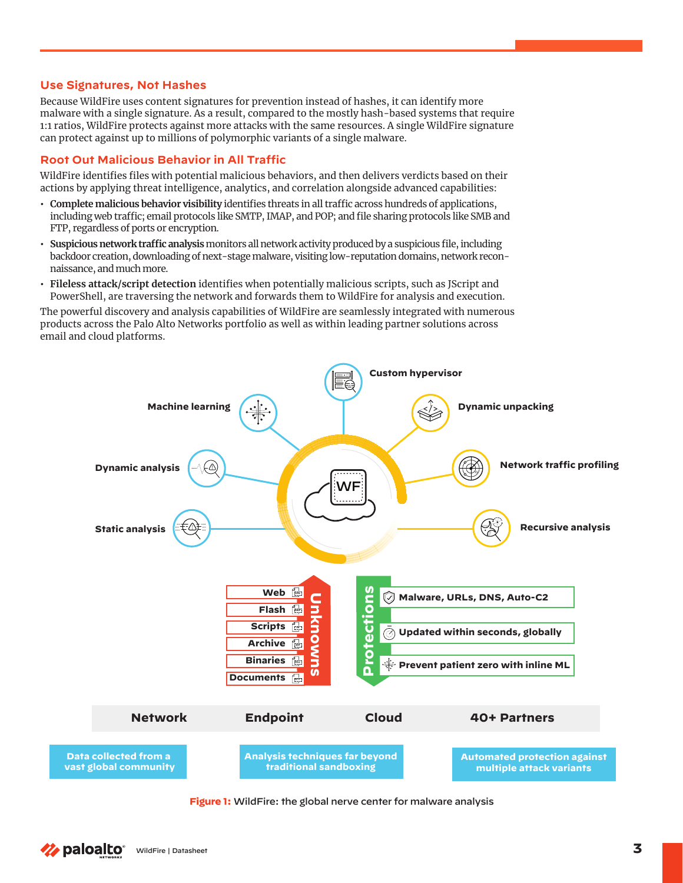## Use Signatures, Not Hashes

Because WildFire uses content signatures for prevention instead of hashes, it can identify more malware with a single signature. As a result, compared to the mostly hash-based systems that require 1:1 ratios, WildFire protects against more attacks with the same resources. A single WildFire signature can protect against up to millions of polymorphic variants of a single malware.

## Root Out Malicious Behavior in All Traffic

WildFire identifies files with potential malicious behaviors, and then delivers verdicts based on their actions by applying threat intelligence, analytics, and correlation alongside advanced capabilities:

- **Complete malicious behavior visibility** identifies threats in all traffic across hundreds of applications, including web traffic; email protocols like SMTP, IMAP, and POP; and file sharing protocols like SMB and FTP, regardless of ports or encryption.
- **Suspicious network traffic analysis** monitors all network activity produced by a suspicious file, including backdoor creation, downloading of next-stage malware, visiting low-reputation domains, network reconnaissance, and much more.
- **Fileless attack/script detection** identifies when potentially malicious scripts, such as JScript and PowerShell, are traversing the network and forwards them to WildFire for analysis and execution.

The powerful discovery and analysis capabilities of WildFire are seamlessly integrated with numerous products across the Palo Alto Networks portfolio as well as within leading partner solutions across email and cloud platforms.

Custom hypervisor · Machine learning · Dynamic unpacking · Dynamic analysis · Network traffic profiling · Static analysis · Recursive analysis

WF

Unknowns: Web · Flash · Scripts · Archive · Binaries · Documents

Protections: Malware, URLs, DNS, Auto-C2 · Updated within seconds, globally · Prevent patient zero with inline ML

Network · Endpoint · Cloud · 40+ Partners

Data collected from a vast global community · Analysis techniques far beyond traditional sandboxing · Automated protection against multiple attack variants

**Figure 1:** WildFire: the global nerve center for malware analysis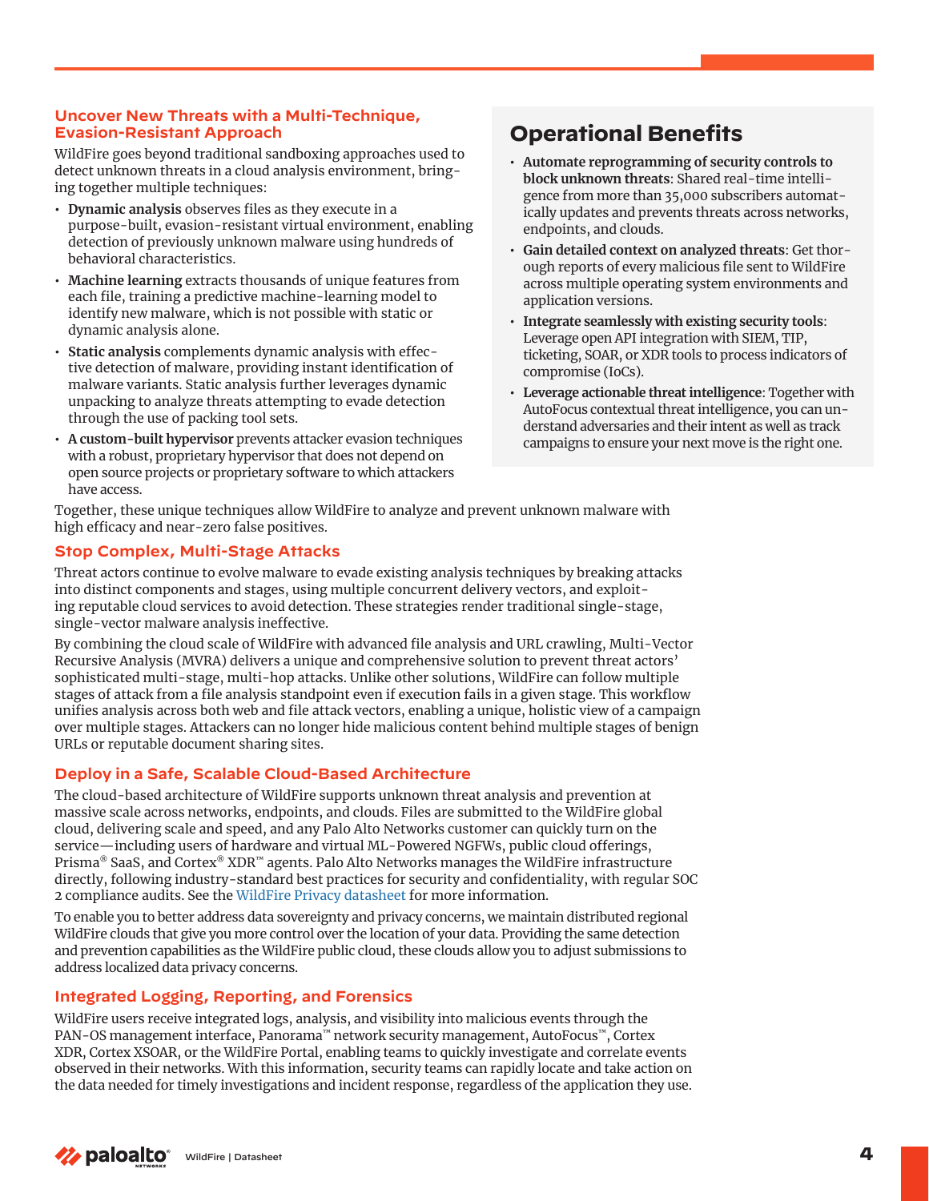### Uncover New Threats with a Multi-Technique, Evasion-Resistant Approach

WildFire goes beyond traditional sandboxing approaches used to detect unknown threats in a cloud analysis environment, bringing together multiple techniques:

- **Dynamic analysis** observes files as they execute in a purpose-built, evasion-resistant virtual environment, enabling detection of previously unknown malware using hundreds of behavioral characteristics.
- **Machine learning** extracts thousands of unique features from each file, training a predictive machine-learning model to identify new malware, which is not possible with static or dynamic analysis alone.
- **Static analysis** complements dynamic analysis with effective detection of malware, providing instant identification of malware variants. Static analysis further leverages dynamic unpacking to analyze threats attempting to evade detection through the use of packing tool sets.
- **A custom-built hypervisor** prevents attacker evasion techniques with a robust, proprietary hypervisor that does not depend on open source projects or proprietary software to which attackers have access.

Together, these unique techniques allow WildFire to analyze and prevent unknown malware with high efficacy and near-zero false positives.

## Operational Benefits

- **Automate reprogramming of security controls to block unknown threats**: Shared real-time intelligence from more than 35,000 subscribers automatically updates and prevents threats across networks, endpoints, and clouds.
- **Gain detailed context on analyzed threats**: Get thorough reports of every malicious file sent to WildFire across multiple operating system environments and application versions.
- **Integrate seamlessly with existing security tools**: Leverage open API integration with SIEM, TIP, ticketing, SOAR, or XDR tools to process indicators of compromise (IoCs).
- **Leverage actionable threat intelligence**: Together with AutoFocus contextual threat intelligence, you can understand adversaries and their intent as well as track campaigns to ensure your next move is the right one.

### Stop Complex, Multi-Stage Attacks

Threat actors continue to evolve malware to evade existing analysis techniques by breaking attacks into distinct components and stages, using multiple concurrent delivery vectors, and exploiting reputable cloud services to avoid detection. These strategies render traditional single-stage, single-vector malware analysis ineffective.

By combining the cloud scale of WildFire with advanced file analysis and URL crawling, Multi-Vector Recursive Analysis (MVRA) delivers a unique and comprehensive solution to prevent threat actors' sophisticated multi-stage, multi-hop attacks. Unlike other solutions, WildFire can follow multiple stages of attack from a file analysis standpoint even if execution fails in a given stage. This workflow unifies analysis across both web and file attack vectors, enabling a unique, holistic view of a campaign over multiple stages. Attackers can no longer hide malicious content behind multiple stages of benign URLs or reputable document sharing sites.

### Deploy in a Safe, Scalable Cloud-Based Architecture

The cloud-based architecture of WildFire supports unknown threat analysis and prevention at massive scale across networks, endpoints, and clouds. Files are submitted to the WildFire global cloud, delivering scale and speed, and any Palo Alto Networks customer can quickly turn on the service—including users of hardware and virtual ML-Powered NGFWs, public cloud offerings, Prisma® SaaS, and Cortex® XDR™ agents. Palo Alto Networks manages the WildFire infrastructure directly, following industry-standard best practices for security and confidentiality, with regular SOC 2 compliance audits. See the WildFire Privacy datasheet for more information.

To enable you to better address data sovereignty and privacy concerns, we maintain distributed regional WildFire clouds that give you more control over the location of your data. Providing the same detection and prevention capabilities as the WildFire public cloud, these clouds allow you to adjust submissions to address localized data privacy concerns.

### Integrated Logging, Reporting, and Forensics

WildFire users receive integrated logs, analysis, and visibility into malicious events through the PAN-OS management interface, Panorama™ network security management, AutoFocus™, Cortex XDR, Cortex XSOAR, or the WildFire Portal, enabling teams to quickly investigate and correlate events observed in their networks. With this information, security teams can rapidly locate and take action on the data needed for timely investigations and incident response, regardless of the application they use.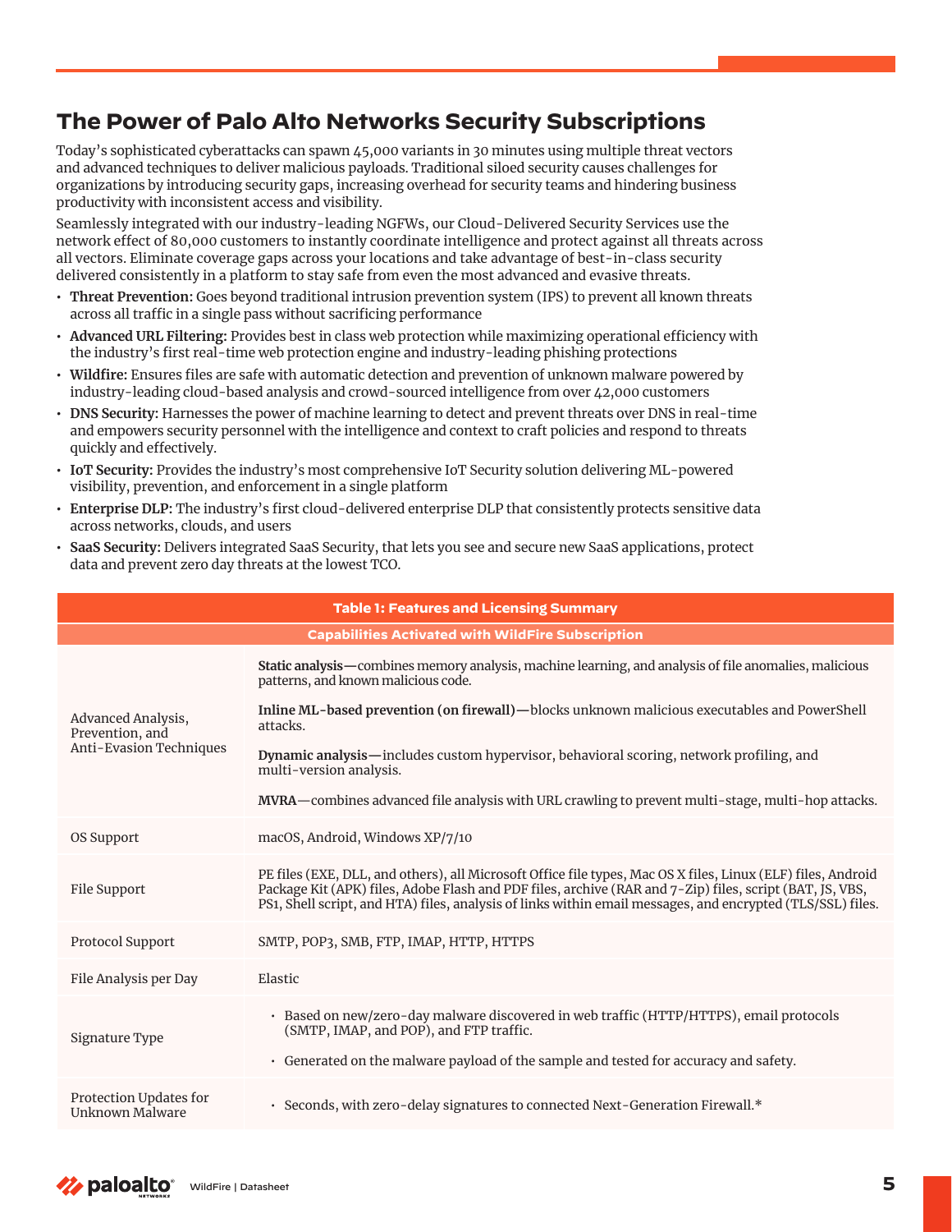## The Power of Palo Alto Networks Security Subscriptions

Today's sophisticated cyberattacks can spawn 45,000 variants in 30 minutes using multiple threat vectors and advanced techniques to deliver malicious payloads. Traditional siloed security causes challenges for organizations by introducing security gaps, increasing overhead for security teams and hindering business productivity with inconsistent access and visibility.

Seamlessly integrated with our industry-leading NGFWs, our Cloud-Delivered Security Services use the network effect of 80,000 customers to instantly coordinate intelligence and protect against all threats across all vectors. Eliminate coverage gaps across your locations and take advantage of best-in-class security delivered consistently in a platform to stay safe from even the most advanced and evasive threats.

- **Threat Prevention:** Goes beyond traditional intrusion prevention system (IPS) to prevent all known threats across all traffic in a single pass without sacrificing performance
- **Advanced URL Filtering:** Provides best in class web protection while maximizing operational efficiency with the industry's first real-time web protection engine and industry-leading phishing protections
- **Wildfire:** Ensures files are safe with automatic detection and prevention of unknown malware powered by industry-leading cloud-based analysis and crowd-sourced intelligence from over 42,000 customers
- **DNS Security:** Harnesses the power of machine learning to detect and prevent threats over DNS in real-time and empowers security personnel with the intelligence and context to craft policies and respond to threats quickly and effectively.
- **IoT Security:** Provides the industry's most comprehensive IoT Security solution delivering ML-powered visibility, prevention, and enforcement in a single platform
- **Enterprise DLP:** The industry's first cloud-delivered enterprise DLP that consistently protects sensitive data across networks, clouds, and users
- **SaaS Security:** Delivers integrated SaaS Security, that lets you see and secure new SaaS applications, protect data and prevent zero day threats at the lowest TCO.

| Table 1: Features and Licensing Summary | |
|---|---|
| **Capabilities Activated with WildFire Subscription** | |
| Advanced Analysis, Prevention, and Anti-Evasion Techniques | **Static analysis—**combines memory analysis, machine learning, and analysis of file anomalies, malicious patterns, and known malicious code.<br><br>**Inline ML-based prevention (on firewall)—**blocks unknown malicious executables and PowerShell attacks.<br><br>**Dynamic analysis—**includes custom hypervisor, behavioral scoring, network profiling, and multi-version analysis.<br><br>**MVRA**—combines advanced file analysis with URL crawling to prevent multi-stage, multi-hop attacks. |
| OS Support | macOS, Android, Windows XP/7/10 |
| File Support | PE files (EXE, DLL, and others), all Microsoft Office file types, Mac OS X files, Linux (ELF) files, Android Package Kit (APK) files, Adobe Flash and PDF files, archive (RAR and 7-Zip) files, script (BAT, JS, VBS, PS1, Shell script, and HTA) files, analysis of links within email messages, and encrypted (TLS/SSL) files. |
| Protocol Support | SMTP, POP3, SMB, FTP, IMAP, HTTP, HTTPS |
| File Analysis per Day | Elastic |
| Signature Type | • Based on new/zero-day malware discovered in web traffic (HTTP/HTTPS), email protocols (SMTP, IMAP, and POP), and FTP traffic.<br><br>• Generated on the malware payload of the sample and tested for accuracy and safety. |
| Protection Updates for Unknown Malware | • Seconds, with zero-delay signatures to connected Next-Generation Firewall.* |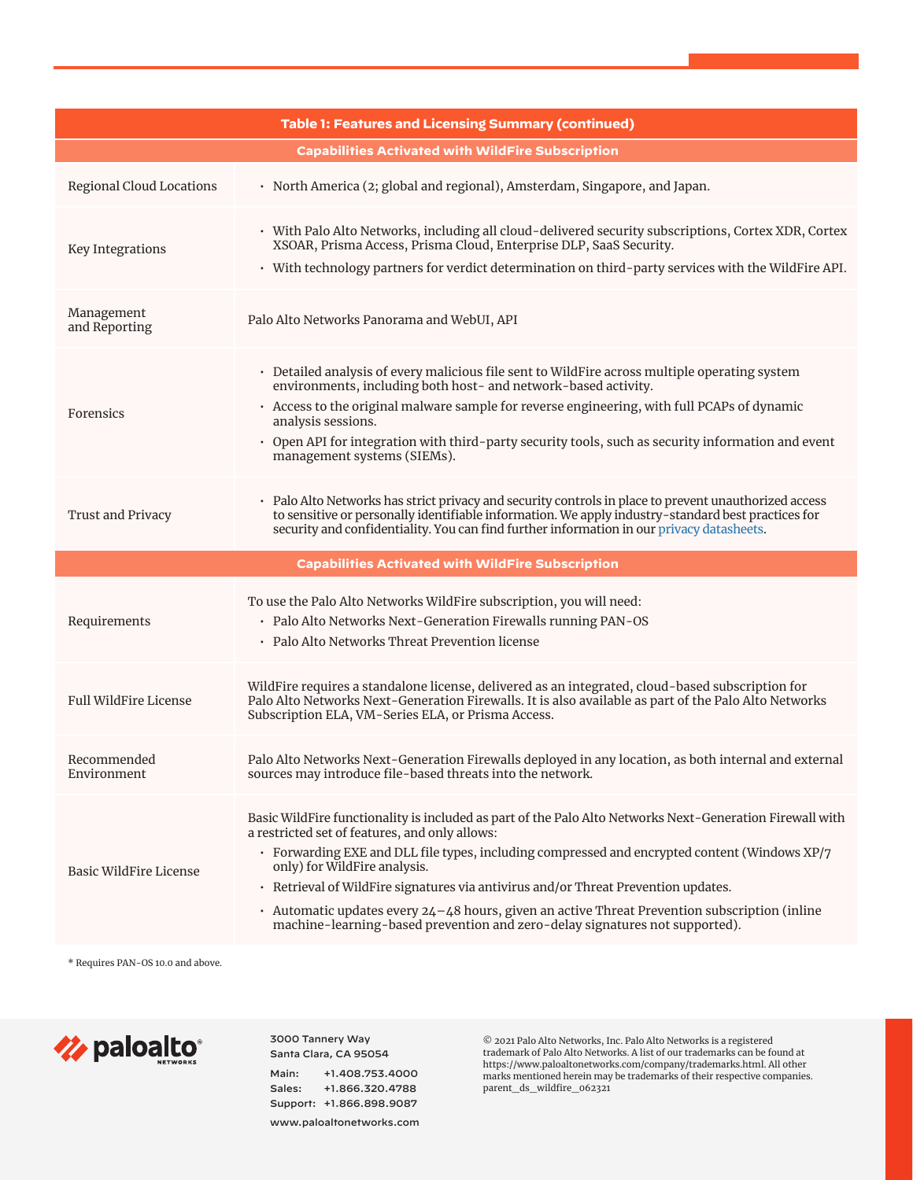| Table 1: Features and Licensing Summary (continued) | |
|---|---|
| **Capabilities Activated with WildFire Subscription** | |
| Regional Cloud Locations | • North America (2; global and regional), Amsterdam, Singapore, and Japan. |
| Key Integrations | • With Palo Alto Networks, including all cloud-delivered security subscriptions, Cortex XDR, Cortex XSOAR, Prisma Access, Prisma Cloud, Enterprise DLP, SaaS Security.<br>• With technology partners for verdict determination on third-party services with the WildFire API. |
| Management and Reporting | Palo Alto Networks Panorama and WebUI, API |
| Forensics | • Detailed analysis of every malicious file sent to WildFire across multiple operating system environments, including both host- and network-based activity.<br>• Access to the original malware sample for reverse engineering, with full PCAPs of dynamic analysis sessions.<br>• Open API for integration with third-party security tools, such as security information and event management systems (SIEMs). |
| Trust and Privacy | • Palo Alto Networks has strict privacy and security controls in place to prevent unauthorized access to sensitive or personally identifiable information. We apply industry-standard best practices for security and confidentiality. You can find further information in our privacy datasheets. |
| **Capabilities Activated with WildFire Subscription** | |
| Requirements | To use the Palo Alto Networks WildFire subscription, you will need:<br>• Palo Alto Networks Next-Generation Firewalls running PAN-OS<br>• Palo Alto Networks Threat Prevention license |
| Full WildFire License | WildFire requires a standalone license, delivered as an integrated, cloud-based subscription for Palo Alto Networks Next-Generation Firewalls. It is also available as part of the Palo Alto Networks Subscription ELA, VM-Series ELA, or Prisma Access. |
| Recommended Environment | Palo Alto Networks Next-Generation Firewalls deployed in any location, as both internal and external sources may introduce file-based threats into the network. |
| Basic WildFire License | Basic WildFire functionality is included as part of the Palo Alto Networks Next-Generation Firewall with a restricted set of features, and only allows:<br>• Forwarding EXE and DLL file types, including compressed and encrypted content (Windows XP/7 only) for WildFire analysis.<br>• Retrieval of WildFire signatures via antivirus and/or Threat Prevention updates.<br>• Automatic updates every 24–48 hours, given an active Threat Prevention subscription (inline machine-learning-based prevention and zero-delay signatures not supported). |

* Requires PAN-OS 10.0 and above.

3000 Tannery Way
Santa Clara, CA 95054

Main: +1.408.753.4000
Sales: +1.866.320.4788
Support: +1.866.898.9087

www.paloaltonetworks.com

© 2021 Palo Alto Networks, Inc. Palo Alto Networks is a registered trademark of Palo Alto Networks. A list of our trademarks can be found at https://www.paloaltonetworks.com/company/trademarks.html. All other marks mentioned herein may be trademarks of their respective companies. parent_ds_wildfire_062321